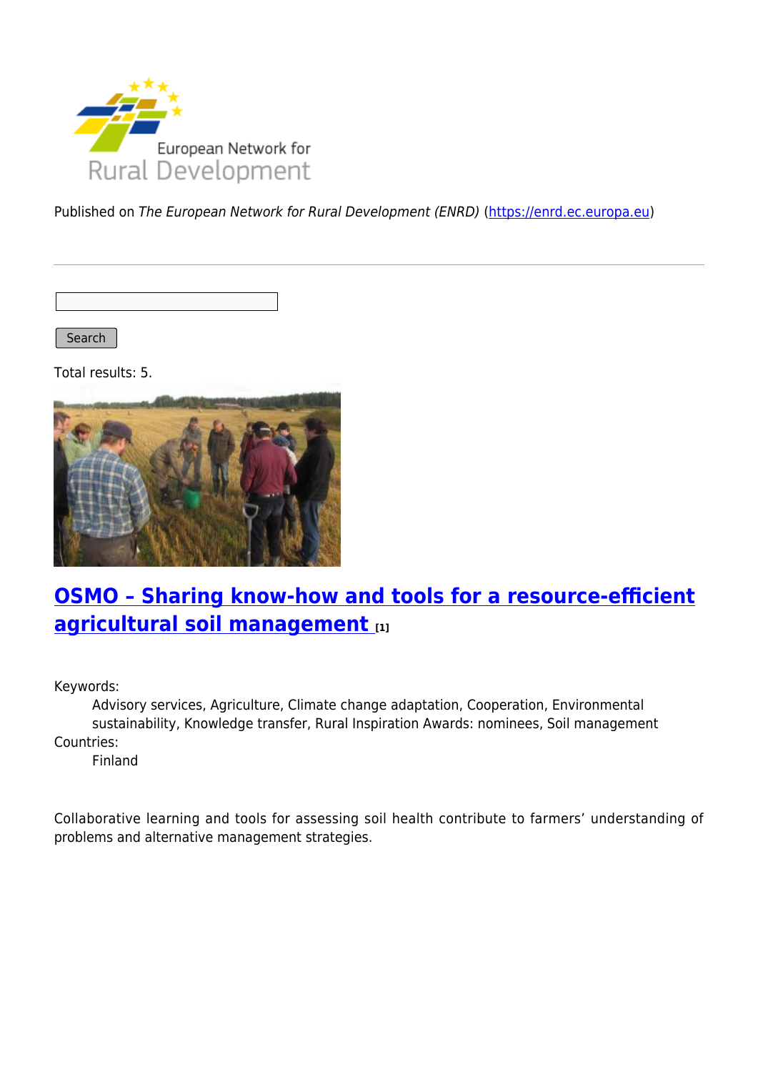Published on *The European Network for Rural Development (ENRD)* (https://enrd.ec.europa.eu)

Search

Total results: 5.

## OSMO – Sharing know-how and tools for a resource-efficient agricultural soil management [1]

Keywords:
Advisory services, Agriculture, Climate change adaptation, Cooperation, Environmental sustainability, Knowledge transfer, Rural Inspiration Awards: nominees, Soil management

Countries:
Finland

Collaborative learning and tools for assessing soil health contribute to farmers' understanding of problems and alternative management strategies.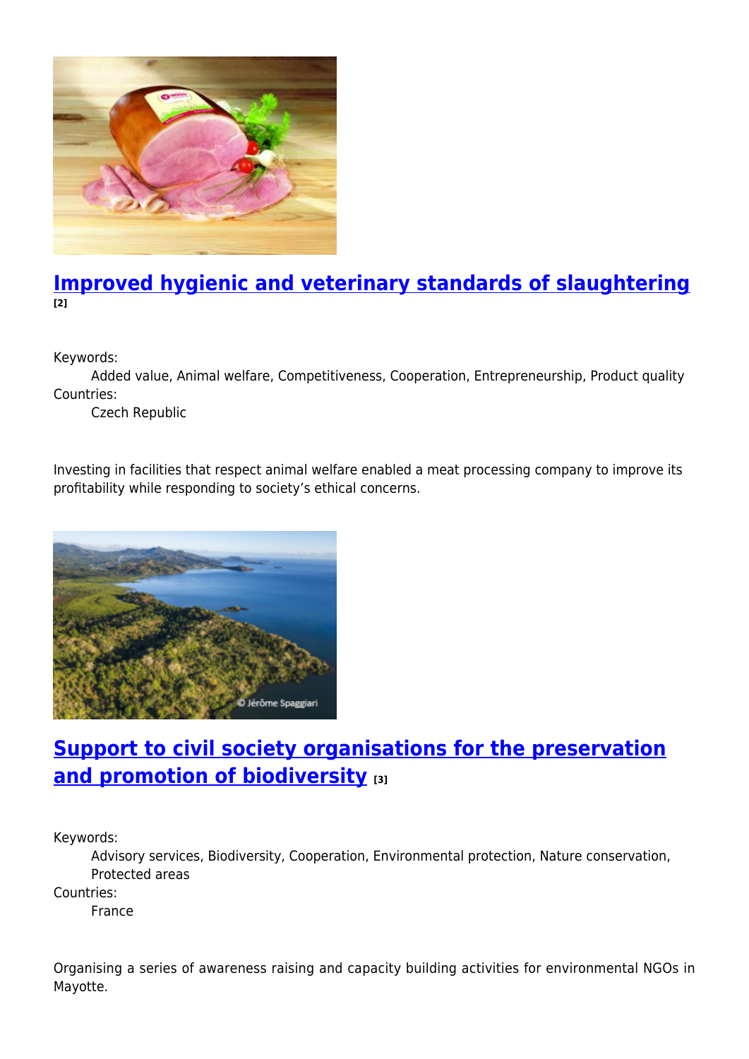## [Improved hygienic and veterinary standards of slaughtering](#) [2]

Keywords:
: Added value, Animal welfare, Competitiveness, Cooperation, Entrepreneurship, Product quality

Countries:
: Czech Republic

Investing in facilities that respect animal welfare enabled a meat processing company to improve its profitability while responding to society's ethical concerns.

## [Support to civil society organisations for the preservation and promotion of biodiversity](#) [3]

Keywords:
: Advisory services, Biodiversity, Cooperation, Environmental protection, Nature conservation, Protected areas

Countries:
: France

Organising a series of awareness raising and capacity building activities for environmental NGOs in Mayotte.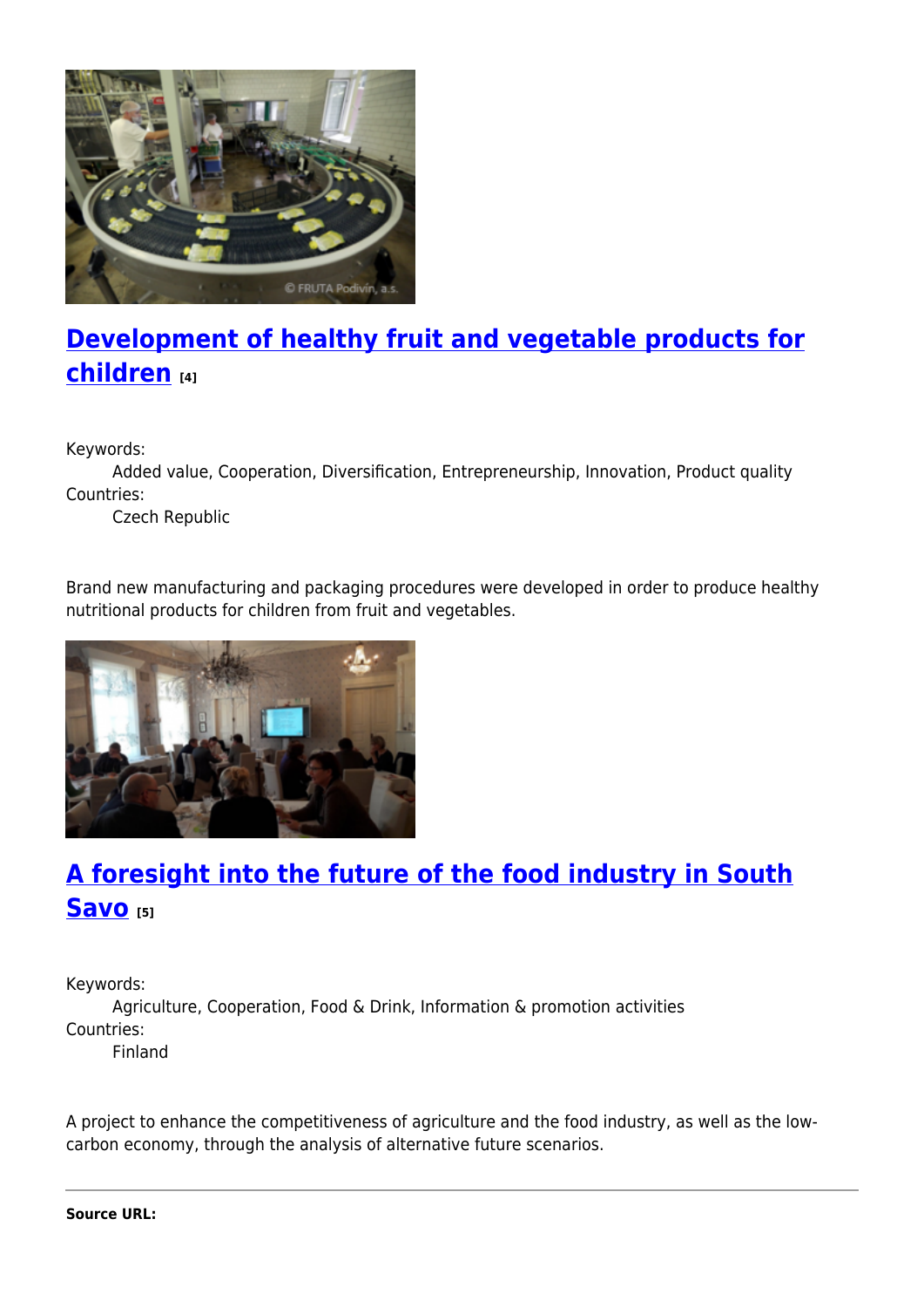## Development of healthy fruit and vegetable products for children [4]

Keywords:
Added value, Cooperation, Diversification, Entrepreneurship, Innovation, Product quality

Countries:
Czech Republic

Brand new manufacturing and packaging procedures were developed in order to produce healthy nutritional products for children from fruit and vegetables.

## A foresight into the future of the food industry in South Savo [5]

Keywords:
Agriculture, Cooperation, Food & Drink, Information & promotion activities

Countries:
Finland

A project to enhance the competitiveness of agriculture and the food industry, as well as the low-carbon economy, through the analysis of alternative future scenarios.

---

**Source URL:**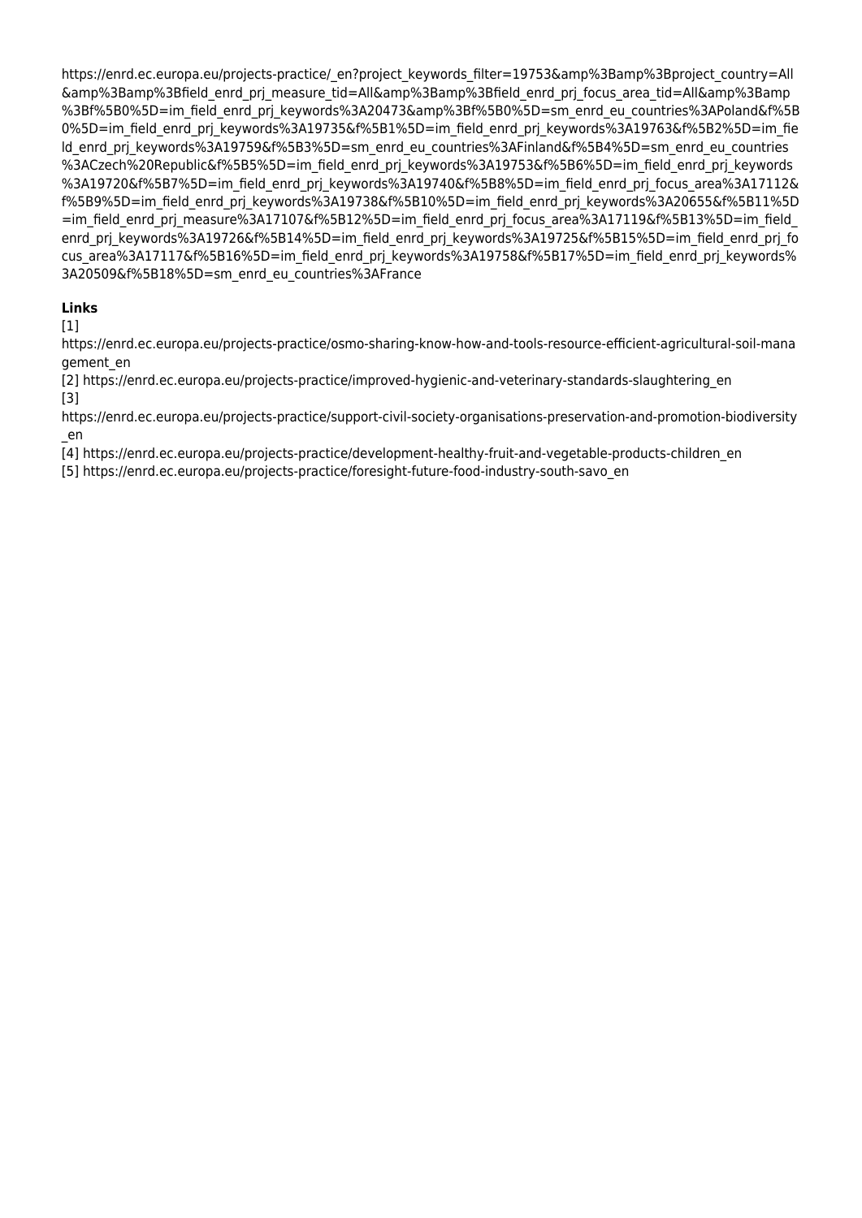https://enrd.ec.europa.eu/projects-practice/_en?project_keywords_filter=19753&amp%3Bamp%3Bproject_country=All&amp%3Bamp%3Bfield_enrd_prj_measure_tid=All&amp%3Bamp%3Bfield_enrd_prj_focus_area_tid=All&amp%3Bamp%3Bf%5B0%5D=im_field_enrd_prj_keywords%3A20473&amp%3Bf%5B0%5D=sm_enrd_eu_countries%3APoland&f%5B0%5D=im_field_enrd_prj_keywords%3A19735&f%5B1%5D=im_field_enrd_prj_keywords%3A19763&f%5B2%5D=im_field_enrd_prj_keywords%3A19759&f%5B3%5D=sm_enrd_eu_countries%3AFinland&f%5B4%5D=sm_enrd_eu_countries%3ACzech%20Republic&f%5B5%5D=im_field_enrd_prj_keywords%3A19753&f%5B6%5D=im_field_enrd_prj_keywords%3A19720&f%5B7%5D=im_field_enrd_prj_keywords%3A19740&f%5B8%5D=im_field_enrd_prj_focus_area%3A17112&f%5B9%5D=im_field_enrd_prj_keywords%3A19738&f%5B10%5D=im_field_enrd_prj_keywords%3A20655&f%5B11%5D=im_field_enrd_prj_measure%3A17107&f%5B12%5D=im_field_enrd_prj_focus_area%3A17119&f%5B13%5D=im_field_enrd_prj_keywords%3A19726&f%5B14%5D=im_field_enrd_prj_keywords%3A19725&f%5B15%5D=im_field_enrd_prj_focus_area%3A17117&f%5B16%5D=im_field_enrd_prj_keywords%3A19758&f%5B17%5D=im_field_enrd_prj_keywords%3A20509&f%5B18%5D=sm_enrd_eu_countries%3AFrance

**Links**

[1] https://enrd.ec.europa.eu/projects-practice/osmo-sharing-know-how-and-tools-resource-efficient-agricultural-soil-management_en

[2] https://enrd.ec.europa.eu/projects-practice/improved-hygienic-and-veterinary-standards-slaughtering_en

[3] https://enrd.ec.europa.eu/projects-practice/support-civil-society-organisations-preservation-and-promotion-biodiversity_en

[4] https://enrd.ec.europa.eu/projects-practice/development-healthy-fruit-and-vegetable-products-children_en

[5] https://enrd.ec.europa.eu/projects-practice/foresight-future-food-industry-south-savo_en